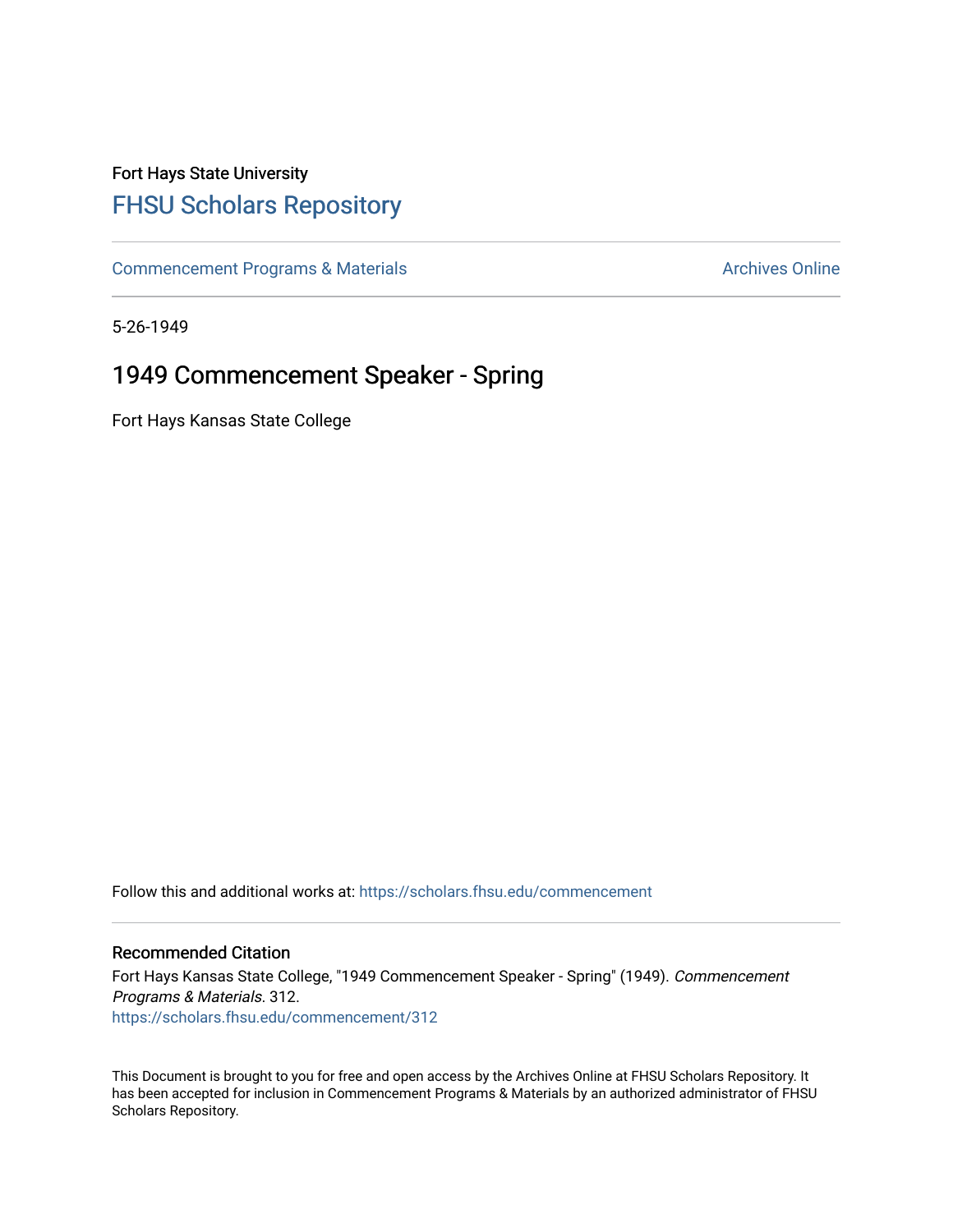Fort Hays State University

# FHSU Scholars Repository

Commencement Programs & Materials | Archives Online

5-26-1949

## 1949 Commencement Speaker - Spring

Fort Hays Kansas State College

Follow this and additional works at: https://scholars.fhsu.edu/commencement

### Recommended Citation

Fort Hays Kansas State College, "1949 Commencement Speaker - Spring" (1949). *Commencement Programs & Materials*. 312.
https://scholars.fhsu.edu/commencement/312

This Document is brought to you for free and open access by the Archives Online at FHSU Scholars Repository. It has been accepted for inclusion in Commencement Programs & Materials by an authorized administrator of FHSU Scholars Repository.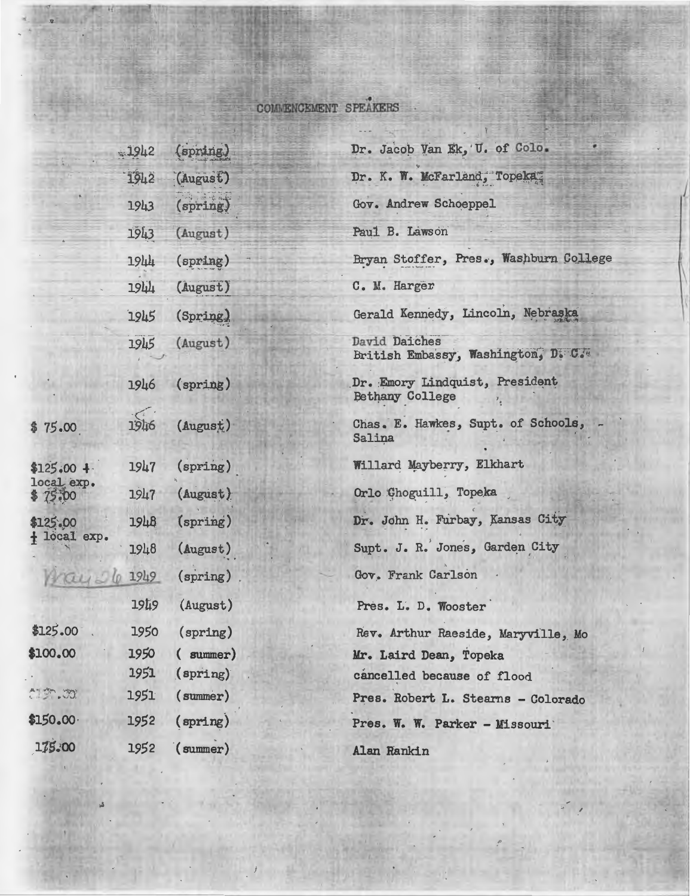# COMMENCEMENT SPEAKERS

| | | | |
|---|---|---|---|
| | 1942 | (spring) | Dr. Jacob Van Ek, U. of Colo. |
| | 1942 | (August) | Dr. K. W. McFarland, Topeka |
| | 1943 | (spring) | Gov. Andrew Schoeppel |
| | 1943 | (August) | Paul B. Lawson |
| | 1944 | (spring) | Bryan Stoffer, Pres., Washburn College |
| | 1944 | (August) | C. M. Harger |
| | 1945 | (Spring) | Gerald Kennedy, Lincoln, Nebraska |
| | 1945 | (August) | David Daiches British Embassy, Washington, D. C. |
| | 1946 | (spring) | Dr. Emory Lindquist, President Bethany College |
| $ 75.00 | 1946 | (August) | Chas. E. Hawkes, Supt. of Schools, - Salina |
| $125.00 + local exp. | 1947 | (spring) | Willard Mayberry, Elkhart |
| $ 75.00 | 1947 | (August) | Orlo Choguill, Topeka |
| $125.00 + local exp. | 1948 | (spring) | Dr. John H. Furbay, Kansas City |
| | 1948 | (August) | Supt. J. R. Jones, Garden City |
| May 26 | 1949 | (spring) | Gov. Frank Carlson |
| | 1949 | (August) | Pres. L. D. Wooster |
| $125.00 | 1950 | (spring) | Rev. Arthur Raeside, Maryville, Mo |
| $100.00 | 1950 | ( summer) | Mr. Laird Dean, Topeka |
| | 1951 | (spring) | cancelled because of flood |
| 125.00 | 1951 | (summer) | Pres. Robert L. Stearns - Colorado |
| $150.00 | 1952 | (spring) | Pres. W. W. Parker - Missouri |
| 175.00 | 1952 | (summer) | Alan Rankin |